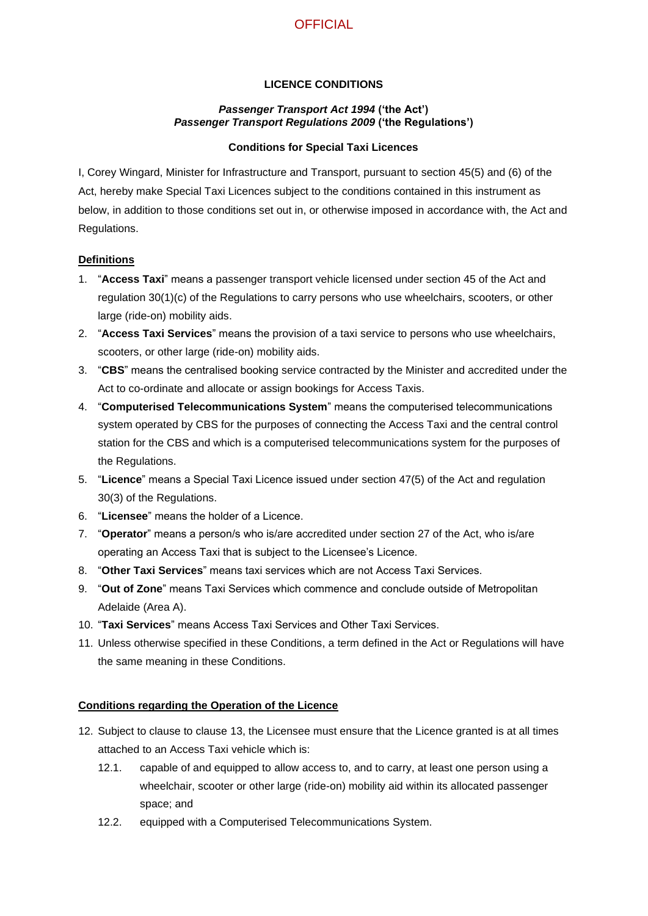**LICENCE CONDITIONS**

***Passenger Transport Act 1994*** **('the Act')**
***Passenger Transport Regulations 2009*** **('the Regulations')**

**Conditions for Special Taxi Licences**

I, Corey Wingard, Minister for Infrastructure and Transport, pursuant to section 45(5) and (6) of the Act, hereby make Special Taxi Licences subject to the conditions contained in this instrument as below, in addition to those conditions set out in, or otherwise imposed in accordance with, the Act and Regulations.

**Definitions**

1. "**Access Taxi**" means a passenger transport vehicle licensed under section 45 of the Act and regulation 30(1)(c) of the Regulations to carry persons who use wheelchairs, scooters, or other large (ride-on) mobility aids.
2. "**Access Taxi Services**" means the provision of a taxi service to persons who use wheelchairs, scooters, or other large (ride-on) mobility aids.
3. "**CBS**" means the centralised booking service contracted by the Minister and accredited under the Act to co-ordinate and allocate or assign bookings for Access Taxis.
4. "**Computerised Telecommunications System**" means the computerised telecommunications system operated by CBS for the purposes of connecting the Access Taxi and the central control station for the CBS and which is a computerised telecommunications system for the purposes of the Regulations.
5. "**Licence**" means a Special Taxi Licence issued under section 47(5) of the Act and regulation 30(3) of the Regulations.
6. "**Licensee**" means the holder of a Licence.
7. "**Operator**" means a person/s who is/are accredited under section 27 of the Act, who is/are operating an Access Taxi that is subject to the Licensee's Licence.
8. "**Other Taxi Services**" means taxi services which are not Access Taxi Services.
9. "**Out of Zone**" means Taxi Services which commence and conclude outside of Metropolitan Adelaide (Area A).
10. "**Taxi Services**" means Access Taxi Services and Other Taxi Services.
11. Unless otherwise specified in these Conditions, a term defined in the Act or Regulations will have the same meaning in these Conditions.

**Conditions regarding the Operation of the Licence**

12. Subject to clause to clause 13, the Licensee must ensure that the Licence granted is at all times attached to an Access Taxi vehicle which is:
    - 12.1. capable of and equipped to allow access to, and to carry, at least one person using a wheelchair, scooter or other large (ride-on) mobility aid within its allocated passenger space; and
    - 12.2. equipped with a Computerised Telecommunications System.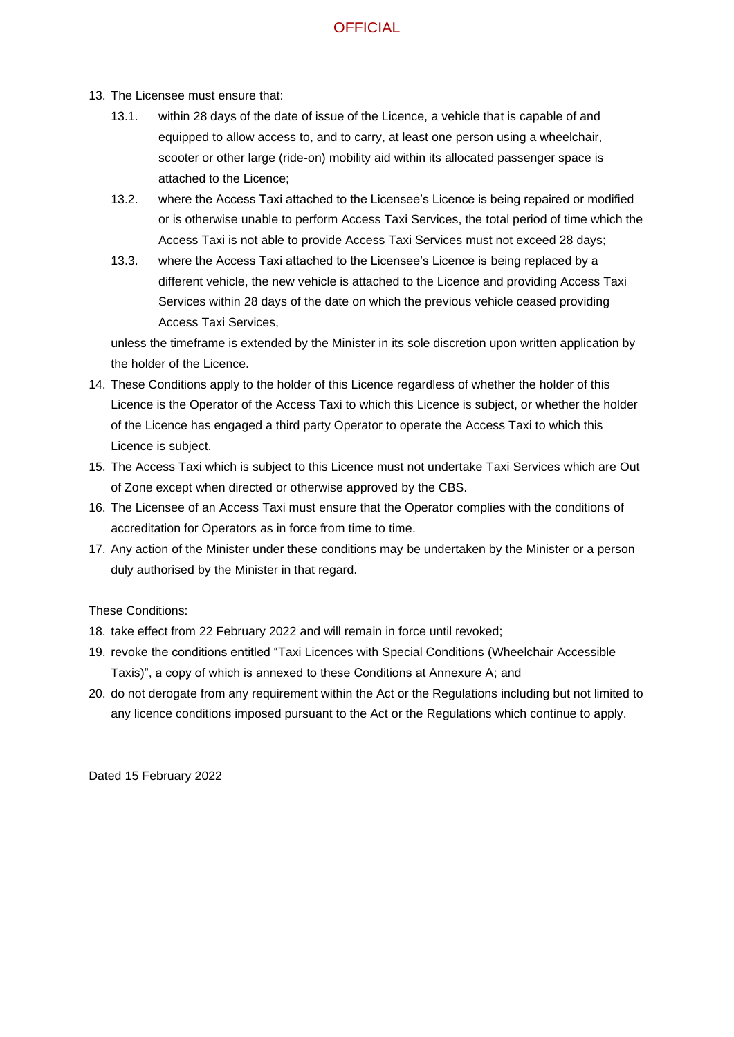13. The Licensee must ensure that:
    13.1. within 28 days of the date of issue of the Licence, a vehicle that is capable of and equipped to allow access to, and to carry, at least one person using a wheelchair, scooter or other large (ride-on) mobility aid within its allocated passenger space is attached to the Licence;
    13.2. where the Access Taxi attached to the Licensee's Licence is being repaired or modified or is otherwise unable to perform Access Taxi Services, the total period of time which the Access Taxi is not able to provide Access Taxi Services must not exceed 28 days;
    13.3. where the Access Taxi attached to the Licensee's Licence is being replaced by a different vehicle, the new vehicle is attached to the Licence and providing Access Taxi Services within 28 days of the date on which the previous vehicle ceased providing Access Taxi Services,

    unless the timeframe is extended by the Minister in its sole discretion upon written application by the holder of the Licence.
14. These Conditions apply to the holder of this Licence regardless of whether the holder of this Licence is the Operator of the Access Taxi to which this Licence is subject, or whether the holder of the Licence has engaged a third party Operator to operate the Access Taxi to which this Licence is subject.
15. The Access Taxi which is subject to this Licence must not undertake Taxi Services which are Out of Zone except when directed or otherwise approved by the CBS.
16. The Licensee of an Access Taxi must ensure that the Operator complies with the conditions of accreditation for Operators as in force from time to time.
17. Any action of the Minister under these conditions may be undertaken by the Minister or a person duly authorised by the Minister in that regard.

These Conditions:

18. take effect from 22 February 2022 and will remain in force until revoked;
19. revoke the conditions entitled "Taxi Licences with Special Conditions (Wheelchair Accessible Taxis)", a copy of which is annexed to these Conditions at Annexure A; and
20. do not derogate from any requirement within the Act or the Regulations including but not limited to any licence conditions imposed pursuant to the Act or the Regulations which continue to apply.

Dated 15 February 2022